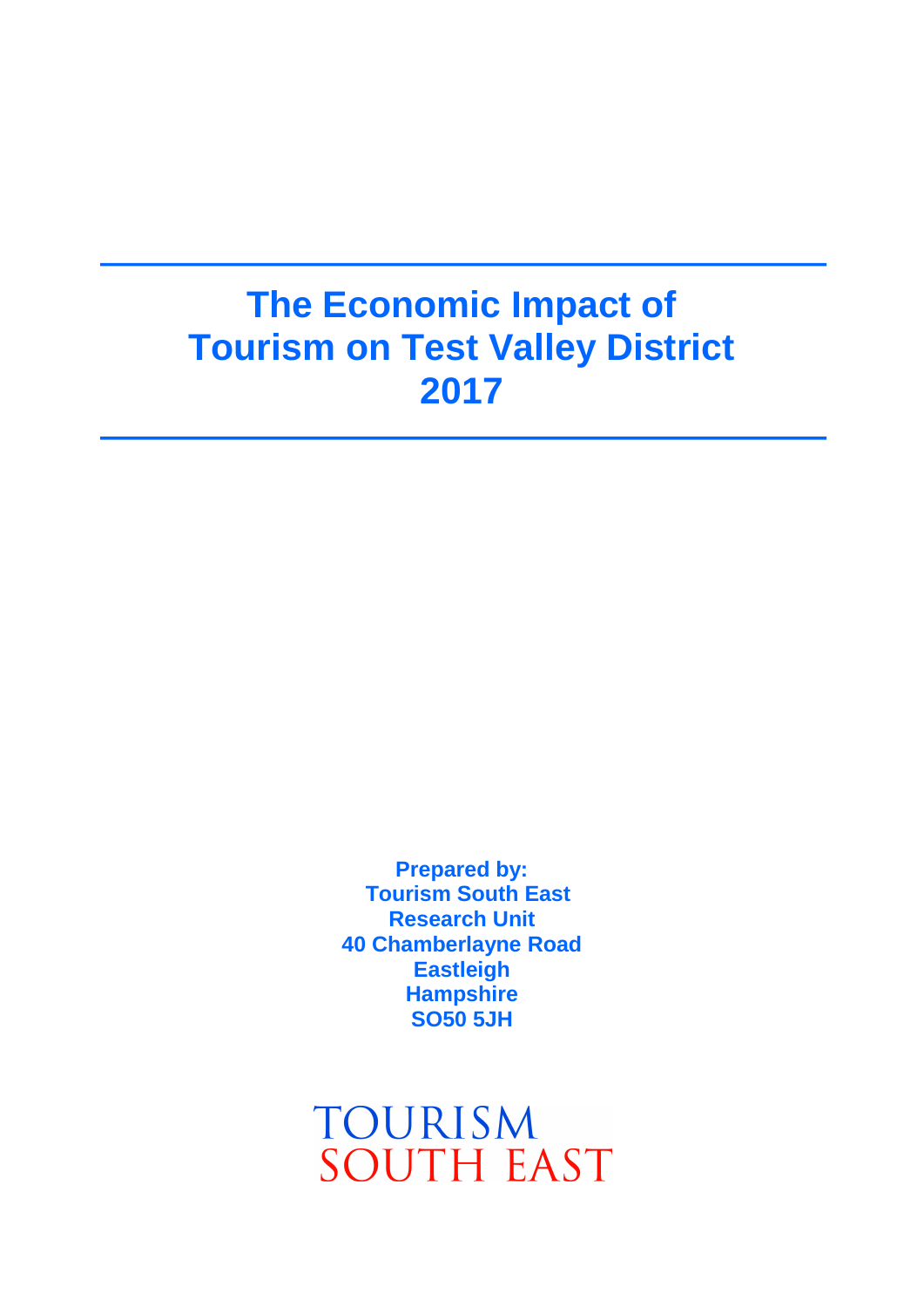# The Economic Impact of Tourism on Test Valley District 2017

**Prepared by:**
**Tourism South East**
**Research Unit**
**40 Chamberlayne Road**
**Eastleigh**
**Hampshire**
**SO50 5JH**

TOURISM
SOUTH EAST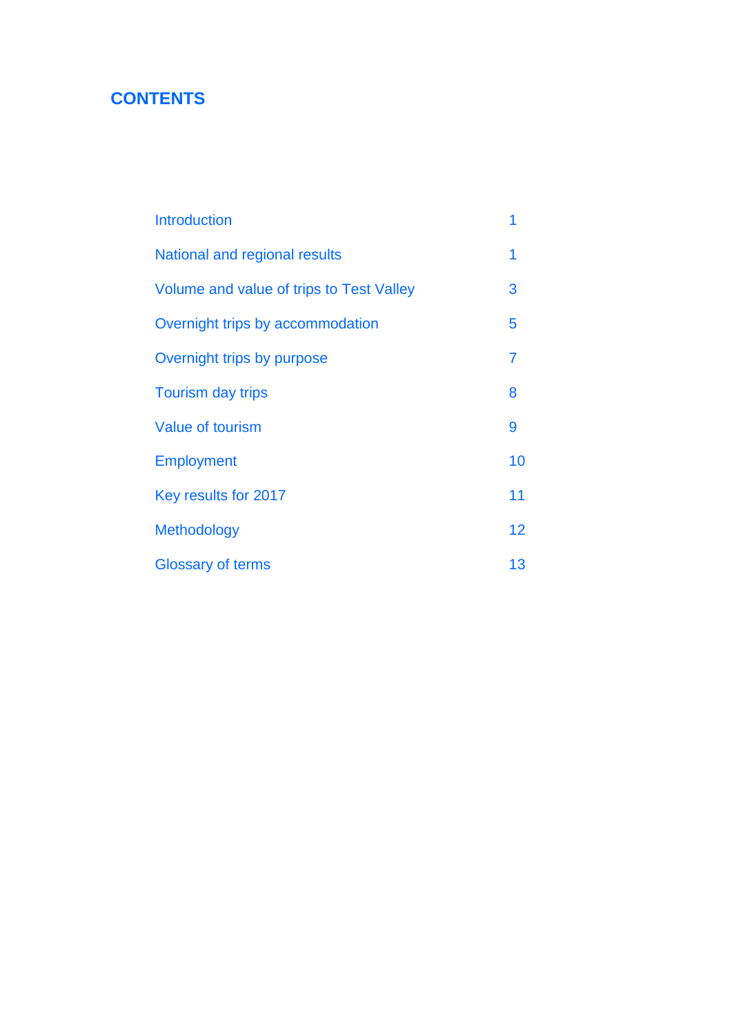# CONTENTS

| | |
|---|---|
| Introduction | 1 |
| National and regional results | 1 |
| Volume and value of trips to Test Valley | 3 |
| Overnight trips by accommodation | 5 |
| Overnight trips by purpose | 7 |
| Tourism day trips | 8 |
| Value of tourism | 9 |
| Employment | 10 |
| Key results for 2017 | 11 |
| Methodology | 12 |
| Glossary of terms | 13 |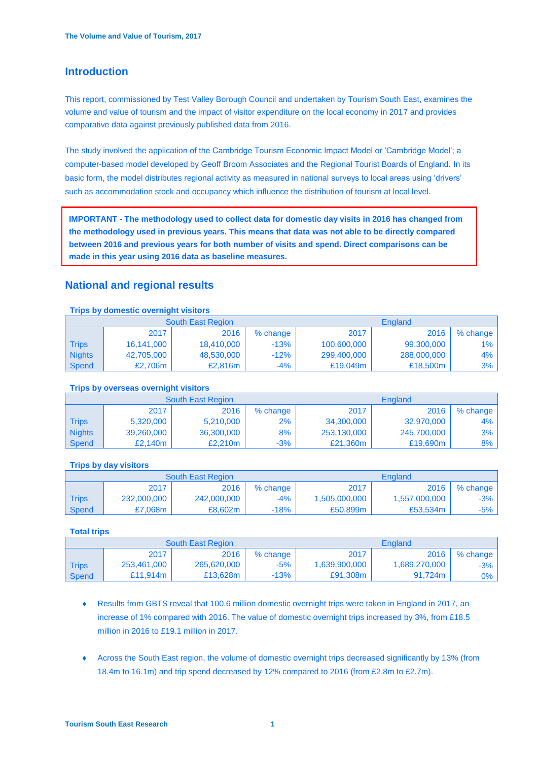## Introduction

This report, commissioned by Test Valley Borough Council and undertaken by Tourism South East, examines the volume and value of tourism and the impact of visitor expenditure on the local economy in 2017 and provides comparative data against previously published data from 2016.

The study involved the application of the Cambridge Tourism Economic Impact Model or 'Cambridge Model'; a computer-based model developed by Geoff Broom Associates and the Regional Tourist Boards of England. In its basic form, the model distributes regional activity as measured in national surveys to local areas using 'drivers' such as accommodation stock and occupancy which influence the distribution of tourism at local level.

**IMPORTANT - The methodology used to collect data for domestic day visits in 2016 has changed from the methodology used in previous years. This means that data was not able to be directly compared between 2016 and previous years for both number of visits and spend. Direct comparisons can be made in this year using 2016 data as baseline measures.**

## National and regional results

### Trips by domestic overnight visitors

| | South East Region | | | England | | |
|---|---|---|---|---|---|---|
| | 2017 | 2016 | % change | 2017 | 2016 | % change |
| Trips | 16,141,000 | 18,410,000 | -13% | 100,600,000 | 99,300,000 | 1% |
| Nights | 42,705,000 | 48,530,000 | -12% | 299,400,000 | 288,000,000 | 4% |
| Spend | £2,706m | £2,816m | -4% | £19,049m | £18,500m | 3% |

### Trips by overseas overnight visitors

| | South East Region | | | England | | |
|---|---|---|---|---|---|---|
| | 2017 | 2016 | % change | 2017 | 2016 | % change |
| Trips | 5,320,000 | 5,210,000 | 2% | 34,300,000 | 32,970,000 | 4% |
| Nights | 39,260,000 | 36,300,000 | 8% | 253,130,000 | 245,700,000 | 3% |
| Spend | £2,140m | £2,210m | -3% | £21,360m | £19,690m | 8% |

### Trips by day visitors

| | South East Region | | | England | | |
|---|---|---|---|---|---|---|
| | 2017 | 2016 | % change | 2017 | 2016 | % change |
| Trips | 232,000,000 | 242,000,000 | -4% | 1,505,000,000 | 1,557,000,000 | -3% |
| Spend | £7,068m | £8,602m | -18% | £50,899m | £53,534m | -5% |

### Total trips

| | South East Region | | | England | | |
|---|---|---|---|---|---|---|
| | 2017 | 2016 | % change | 2017 | 2016 | % change |
| Trips | 253,461,000 | 265,620,000 | -5% | 1,639,900,000 | 1,689,270,000 | -3% |
| Spend | £11,914m | £13,628m | -13% | £91,308m | 91,724m | 0% |

- Results from GBTS reveal that 100.6 million domestic overnight trips were taken in England in 2017, an increase of 1% compared with 2016. The value of domestic overnight trips increased by 3%, from £18.5 million in 2016 to £19.1 million in 2017.

- Across the South East region, the volume of domestic overnight trips decreased significantly by 13% (from 18.4m to 16.1m) and trip spend decreased by 12% compared to 2016 (from £2.8m to £2.7m).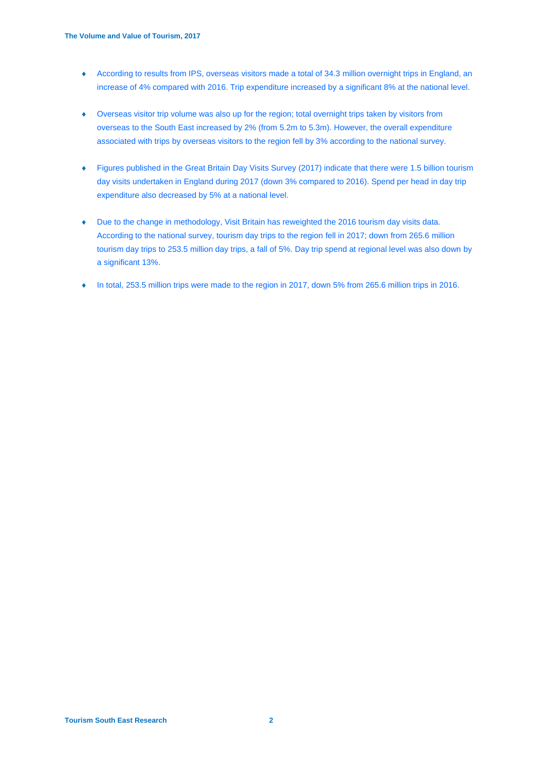- According to results from IPS, overseas visitors made a total of 34.3 million overnight trips in England, an increase of 4% compared with 2016. Trip expenditure increased by a significant 8% at the national level.

- Overseas visitor trip volume was also up for the region; total overnight trips taken by visitors from overseas to the South East increased by 2% (from 5.2m to 5.3m). However, the overall expenditure associated with trips by overseas visitors to the region fell by 3% according to the national survey.

- Figures published in the Great Britain Day Visits Survey (2017) indicate that there were 1.5 billion tourism day visits undertaken in England during 2017 (down 3% compared to 2016). Spend per head in day trip expenditure also decreased by 5% at a national level.

- Due to the change in methodology, Visit Britain has reweighted the 2016 tourism day visits data. According to the national survey, tourism day trips to the region fell in 2017; down from 265.6 million tourism day trips to 253.5 million day trips, a fall of 5%. Day trip spend at regional level was also down by a significant 13%.

- In total, 253.5 million trips were made to the region in 2017, down 5% from 265.6 million trips in 2016.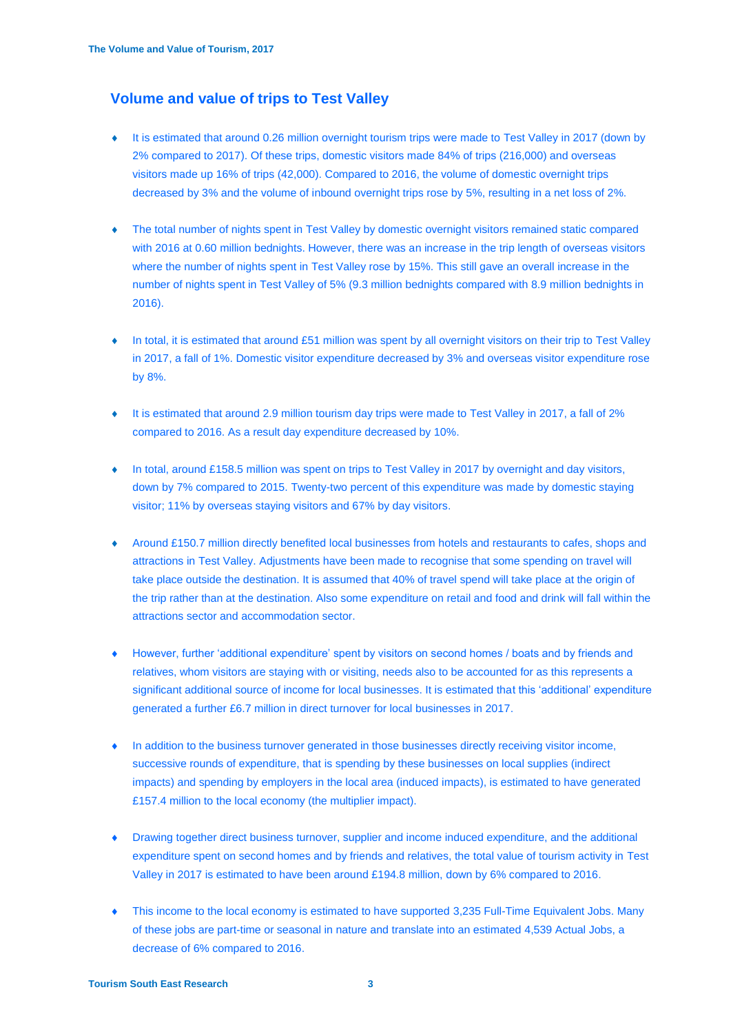## Volume and value of trips to Test Valley

- It is estimated that around 0.26 million overnight tourism trips were made to Test Valley in 2017 (down by 2% compared to 2017). Of these trips, domestic visitors made 84% of trips (216,000) and overseas visitors made up 16% of trips (42,000). Compared to 2016, the volume of domestic overnight trips decreased by 3% and the volume of inbound overnight trips rose by 5%, resulting in a net loss of 2%.

- The total number of nights spent in Test Valley by domestic overnight visitors remained static compared with 2016 at 0.60 million bednights. However, there was an increase in the trip length of overseas visitors where the number of nights spent in Test Valley rose by 15%. This still gave an overall increase in the number of nights spent in Test Valley of 5% (9.3 million bednights compared with 8.9 million bednights in 2016).

- In total, it is estimated that around £51 million was spent by all overnight visitors on their trip to Test Valley in 2017, a fall of 1%. Domestic visitor expenditure decreased by 3% and overseas visitor expenditure rose by 8%.

- It is estimated that around 2.9 million tourism day trips were made to Test Valley in 2017, a fall of 2% compared to 2016. As a result day expenditure decreased by 10%.

- In total, around £158.5 million was spent on trips to Test Valley in 2017 by overnight and day visitors, down by 7% compared to 2015. Twenty-two percent of this expenditure was made by domestic staying visitor; 11% by overseas staying visitors and 67% by day visitors.

- Around £150.7 million directly benefited local businesses from hotels and restaurants to cafes, shops and attractions in Test Valley. Adjustments have been made to recognise that some spending on travel will take place outside the destination. It is assumed that 40% of travel spend will take place at the origin of the trip rather than at the destination. Also some expenditure on retail and food and drink will fall within the attractions sector and accommodation sector.

- However, further 'additional expenditure' spent by visitors on second homes / boats and by friends and relatives, whom visitors are staying with or visiting, needs also to be accounted for as this represents a significant additional source of income for local businesses. It is estimated that this 'additional' expenditure generated a further £6.7 million in direct turnover for local businesses in 2017.

- In addition to the business turnover generated in those businesses directly receiving visitor income, successive rounds of expenditure, that is spending by these businesses on local supplies (indirect impacts) and spending by employers in the local area (induced impacts), is estimated to have generated £157.4 million to the local economy (the multiplier impact).

- Drawing together direct business turnover, supplier and income induced expenditure, and the additional expenditure spent on second homes and by friends and relatives, the total value of tourism activity in Test Valley in 2017 is estimated to have been around £194.8 million, down by 6% compared to 2016.

- This income to the local economy is estimated to have supported 3,235 Full-Time Equivalent Jobs. Many of these jobs are part-time or seasonal in nature and translate into an estimated 4,539 Actual Jobs, a decrease of 6% compared to 2016.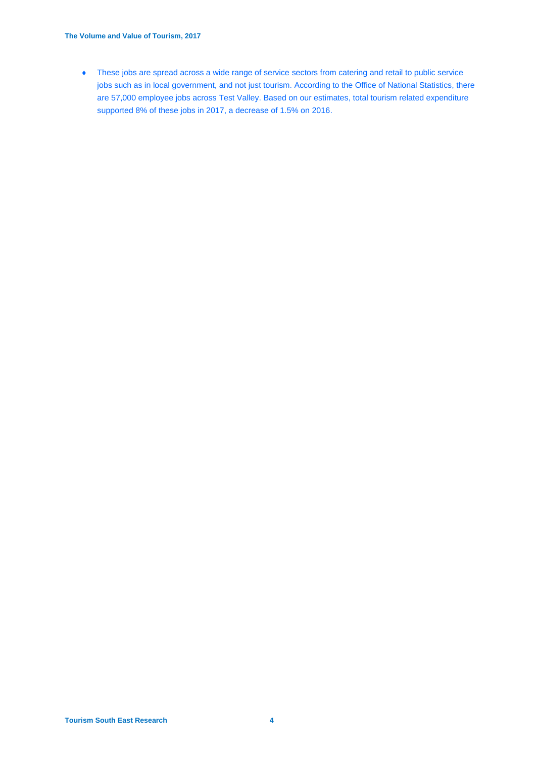- These jobs are spread across a wide range of service sectors from catering and retail to public service jobs such as in local government, and not just tourism. According to the Office of National Statistics, there are 57,000 employee jobs across Test Valley. Based on our estimates, total tourism related expenditure supported 8% of these jobs in 2017, a decrease of 1.5% on 2016.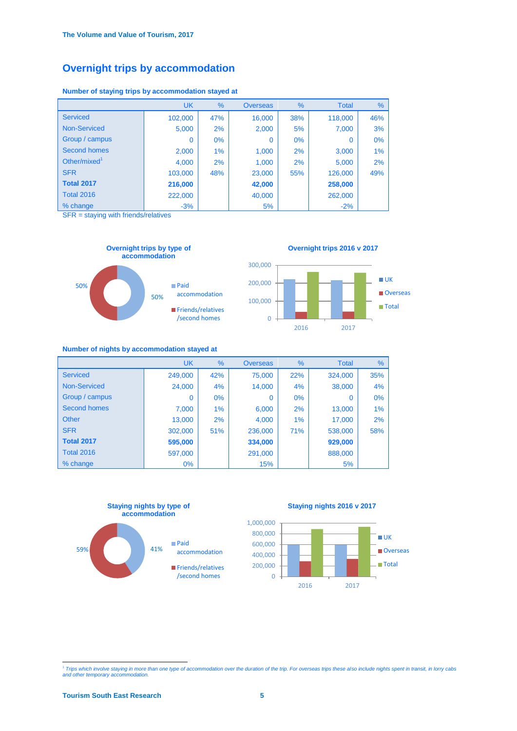## Overnight trips by accommodation

### Number of staying trips by accommodation stayed at

| | UK | % | Overseas | % | Total | % |
|---|---|---|---|---|---|---|
| Serviced | 102,000 | 47% | 16,000 | 38% | 118,000 | 46% |
| Non-Serviced | 5,000 | 2% | 2,000 | 5% | 7,000 | 3% |
| Group / campus | 0 | 0% | 0 | 0% | 0 | 0% |
| Second homes | 2,000 | 1% | 1,000 | 2% | 3,000 | 1% |
| Other/mixed[1] | 4,000 | 2% | 1,000 | 2% | 5,000 | 2% |
| SFR | 103,000 | 48% | 23,000 | 55% | 126,000 | 49% |
| **Total 2017** | **216,000** | | **42,000** | | **258,000** | |
| Total 2016 | 222,000 | | 40,000 | | 262,000 | |
| % change | -3% | | 5% | | -2% | |

SFR = staying with friends/relatives

**Overnight trips by type of accommodation**

50% Paid accommodation; 50% Friends/relatives /second homes

**Overnight trips 2016 v 2017**

(Bar chart: UK, Overseas, Total for 2016 and 2017; axis 0 – 300,000)

### Number of nights by accommodation stayed at

| | UK | % | Overseas | % | Total | % |
|---|---|---|---|---|---|---|
| Serviced | 249,000 | 42% | 75,000 | 22% | 324,000 | 35% |
| Non-Serviced | 24,000 | 4% | 14,000 | 4% | 38,000 | 4% |
| Group / campus | 0 | 0% | 0 | 0% | 0 | 0% |
| Second homes | 7,000 | 1% | 6,000 | 2% | 13,000 | 1% |
| Other | 13,000 | 2% | 4,000 | 1% | 17,000 | 2% |
| SFR | 302,000 | 51% | 236,000 | 71% | 538,000 | 58% |
| **Total 2017** | **595,000** | | **334,000** | | **929,000** | |
| Total 2016 | 597,000 | | 291,000 | | 888,000 | |
| % change | 0% | | 15% | | 5% | |

**Staying nights by type of accommodation**

41% Paid accommodation; 59% Friends/relatives /second homes

**Staying nights 2016 v 2017**

(Bar chart: UK, Overseas, Total for 2016 and 2017; axis 0 – 1,000,000)

[1] *Trips which involve staying in more than one type of accommodation over the duration of the trip. For overseas trips these also include nights spent in transit, in lorry cabs and other temporary accommodation.*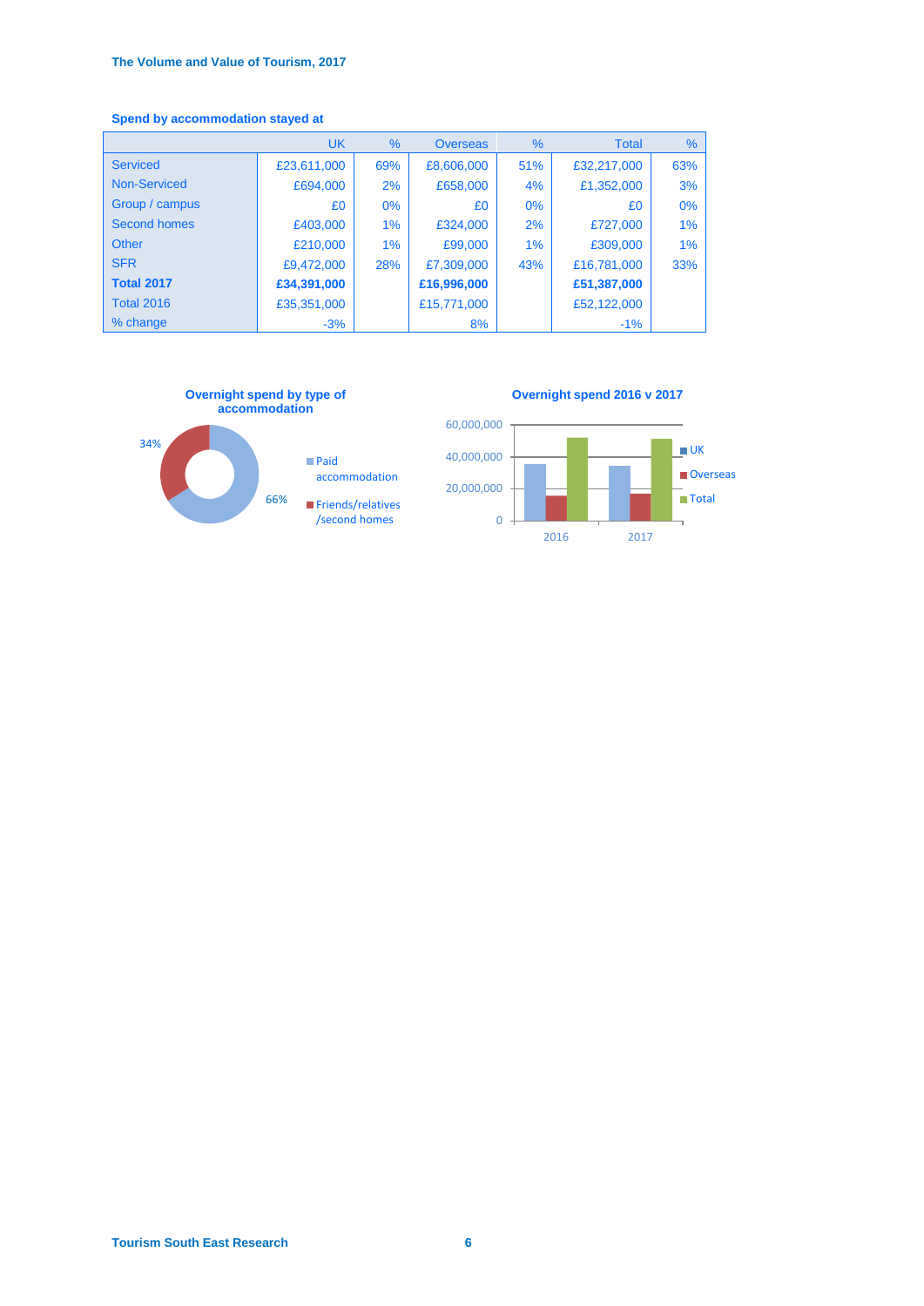## Spend by accommodation stayed at

| | UK | % | Overseas | % | Total | % |
|---|---|---|---|---|---|---|
| Serviced | £23,611,000 | 69% | £8,606,000 | 51% | £32,217,000 | 63% |
| Non-Serviced | £694,000 | 2% | £658,000 | 4% | £1,352,000 | 3% |
| Group / campus | £0 | 0% | £0 | 0% | £0 | 0% |
| Second homes | £403,000 | 1% | £324,000 | 2% | £727,000 | 1% |
| Other | £210,000 | 1% | £99,000 | 1% | £309,000 | 1% |
| SFR | £9,472,000 | 28% | £7,309,000 | 43% | £16,781,000 | 33% |
| **Total 2017** | **£34,391,000** | | **£16,996,000** | | **£51,387,000** | |
| Total 2016 | £35,351,000 | | £15,771,000 | | £52,122,000 | |
| % change | -3% | | 8% | | -1% | |

**Overnight spend by type of accommodation**

- Paid accommodation: 66%
- Friends/relatives /second homes: 34%

**Overnight spend 2016 v 2017**

Legend: UK, Overseas, Total. Y-axis: 0, 20,000,000, 40,000,000, 60,000,000. X-axis: 2016, 2017.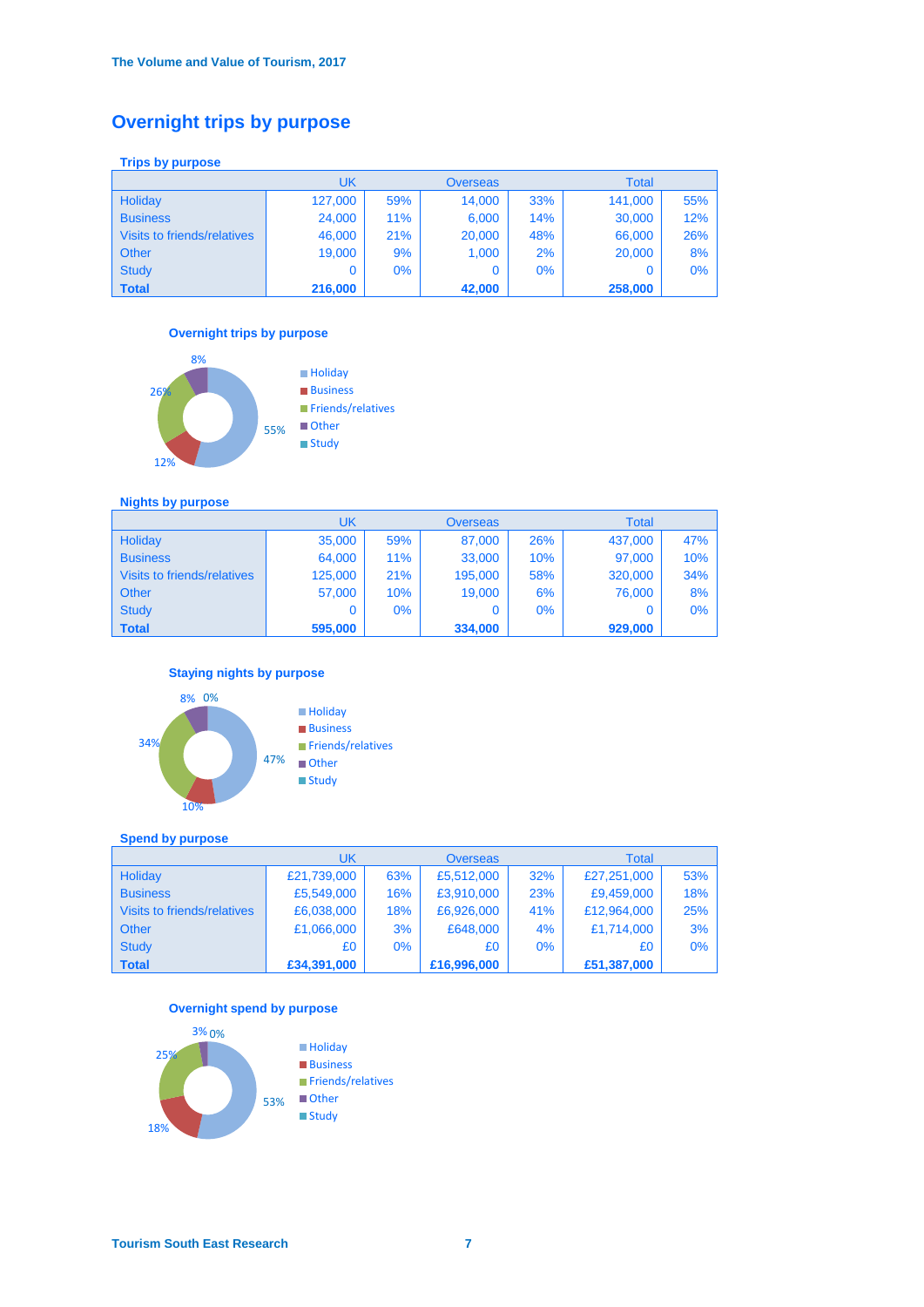## Overnight trips by purpose

### Trips by purpose

| | UK | | Overseas | | Total | |
|---|---|---|---|---|---|---|
| Holiday | 127,000 | 59% | 14,000 | 33% | 141,000 | 55% |
| Business | 24,000 | 11% | 6,000 | 14% | 30,000 | 12% |
| Visits to friends/relatives | 46,000 | 21% | 20,000 | 48% | 66,000 | 26% |
| Other | 19,000 | 9% | 1,000 | 2% | 20,000 | 8% |
| Study | 0 | 0% | 0 | 0% | 0 | 0% |
| **Total** | **216,000** | | **42,000** | | **258,000** | |

**Overnight trips by purpose**

- Holiday: 55%
- Business: 12%
- Friends/relatives: 26%
- Other: 8%
- Study

### Nights by purpose

| | UK | | Overseas | | Total | |
|---|---|---|---|---|---|---|
| Holiday | 35,000 | 59% | 87,000 | 26% | 437,000 | 47% |
| Business | 64,000 | 11% | 33,000 | 10% | 97,000 | 10% |
| Visits to friends/relatives | 125,000 | 21% | 195,000 | 58% | 320,000 | 34% |
| Other | 57,000 | 10% | 19,000 | 6% | 76,000 | 8% |
| Study | 0 | 0% | 0 | 0% | 0 | 0% |
| **Total** | **595,000** | | **334,000** | | **929,000** | |

**Staying nights by purpose**

- Holiday: 47%
- Business: 10%
- Friends/relatives: 34%
- Other: 8%
- Study: 0%

### Spend by purpose

| | UK | | Overseas | | Total | |
|---|---|---|---|---|---|---|
| Holiday | £21,739,000 | 63% | £5,512,000 | 32% | £27,251,000 | 53% |
| Business | £5,549,000 | 16% | £3,910,000 | 23% | £9,459,000 | 18% |
| Visits to friends/relatives | £6,038,000 | 18% | £6,926,000 | 41% | £12,964,000 | 25% |
| Other | £1,066,000 | 3% | £648,000 | 4% | £1,714,000 | 3% |
| Study | £0 | 0% | £0 | 0% | £0 | 0% |
| **Total** | **£34,391,000** | | **£16,996,000** | | **£51,387,000** | |

**Overnight spend by purpose**

- Holiday: 53%
- Business: 18%
- Friends/relatives: 25%
- Other: 3%
- Study: 0%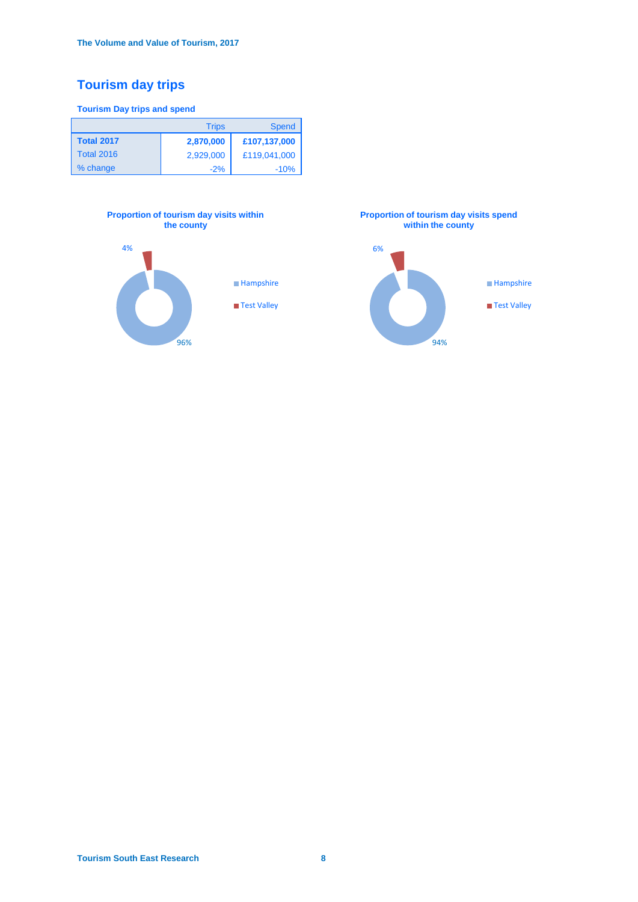# Tourism day trips

### Tourism Day trips and spend

| | Trips | Spend |
|---|---|---|
| **Total 2017** | **2,870,000** | **£107,137,000** |
| Total 2016 | 2,929,000 | £119,041,000 |
| % change | -2% | -10% |

**Proportion of tourism day visits within the county**

- Hampshire: 96%
- Test Valley: 4%

**Proportion of tourism day visits spend within the county**

- Hampshire: 94%
- Test Valley: 6%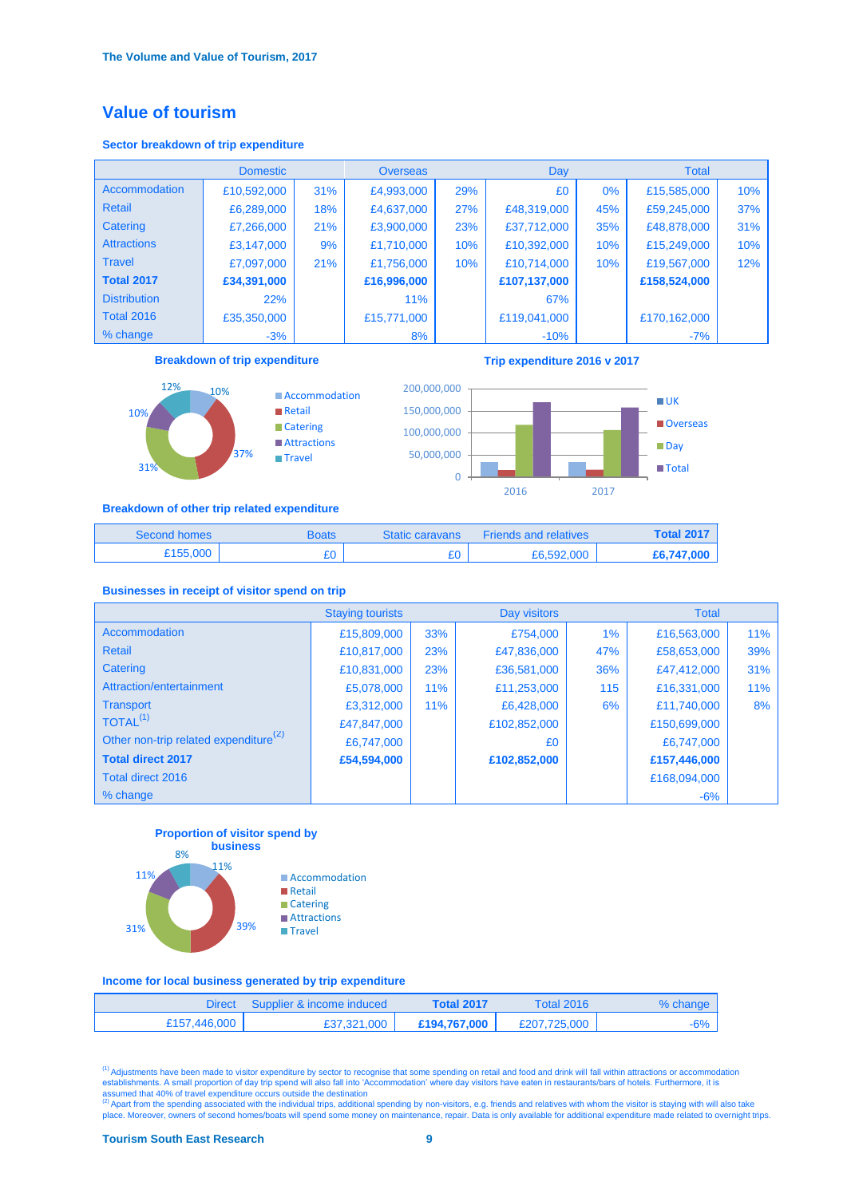## Value of tourism

### Sector breakdown of trip expenditure

| | Domestic | | Overseas | | Day | | Total | |
|---|---|---|---|---|---|---|---|---|
| Accommodation | £10,592,000 | 31% | £4,993,000 | 29% | £0 | 0% | £15,585,000 | 10% |
| Retail | £6,289,000 | 18% | £4,637,000 | 27% | £48,319,000 | 45% | £59,245,000 | 37% |
| Catering | £7,266,000 | 21% | £3,900,000 | 23% | £37,712,000 | 35% | £48,878,000 | 31% |
| Attractions | £3,147,000 | 9% | £1,710,000 | 10% | £10,392,000 | 10% | £15,249,000 | 10% |
| Travel | £7,097,000 | 21% | £1,756,000 | 10% | £10,714,000 | 10% | £19,567,000 | 12% |
| **Total 2017** | **£34,391,000** | | **£16,996,000** | | **£107,137,000** | | **£158,524,000** | |
| Distribution | 22% | | 11% | | 67% | | | |
| Total 2016 | £35,350,000 | | £15,771,000 | | £119,041,000 | | £170,162,000 | |
| % change | -3% | | 8% | | -10% | | -7% | |

**Breakdown of trip expenditure**

Accommodation 10%, Retail 37%, Catering 31%, Attractions 10%, Travel 12%

**Trip expenditure 2016 v 2017**

UK, Overseas, Day, Total (2016, 2017)

### Breakdown of other trip related expenditure

| Second homes | Boats | Static caravans | Friends and relatives | Total 2017 |
|---|---|---|---|---|
| £155,000 | £0 | £0 | £6,592,000 | **£6,747,000** |

### Businesses in receipt of visitor spend on trip

| | Staying tourists | | Day visitors | | Total | |
|---|---|---|---|---|---|---|
| Accommodation | £15,809,000 | 33% | £754,000 | 1% | £16,563,000 | 11% |
| Retail | £10,817,000 | 23% | £47,836,000 | 47% | £58,653,000 | 39% |
| Catering | £10,831,000 | 23% | £36,581,000 | 36% | £47,412,000 | 31% |
| Attraction/entertainment | £5,078,000 | 11% | £11,253,000 | 115 | £16,331,000 | 11% |
| Transport | £3,312,000 | 11% | £6,428,000 | 6% | £11,740,000 | 8% |
| TOTAL[1] | £47,847,000 | | £102,852,000 | | £150,699,000 | |
| Other non-trip related expenditure[2] | £6,747,000 | | £0 | | £6,747,000 | |
| **Total direct 2017** | **£54,594,000** | | **£102,852,000** | | **£157,446,000** | |
| Total direct 2016 | | | | | £168,094,000 | |
| % change | | | | | -6% | |

**Proportion of visitor spend by business**

Accommodation 11%, Retail 39%, Catering 31%, Attractions 11%, Travel 8%

### Income for local business generated by trip expenditure

| Direct | Supplier & income induced | Total 2017 | Total 2016 | % change |
|---|---|---|---|---|
| £157,446,000 | £37,321,000 | **£194,767,000** | £207,725,000 | -6% |

[1] Adjustments have been made to visitor expenditure by sector to recognise that some spending on retail and food and drink will fall within attractions or accommodation establishments. A small proportion of day trip spend will also fall into 'Accommodation' where day visitors have eaten in restaurants/bars of hotels. Furthermore, it is assumed that 40% of travel expenditure occurs outside the destination

[2] Apart from the spending associated with the individual trips, additional spending by non-visitors, e.g. friends and relatives with whom the visitor is staying with will also take place. Moreover, owners of second homes/boats will spend some money on maintenance, repair. Data is only available for additional expenditure made related to overnight trips.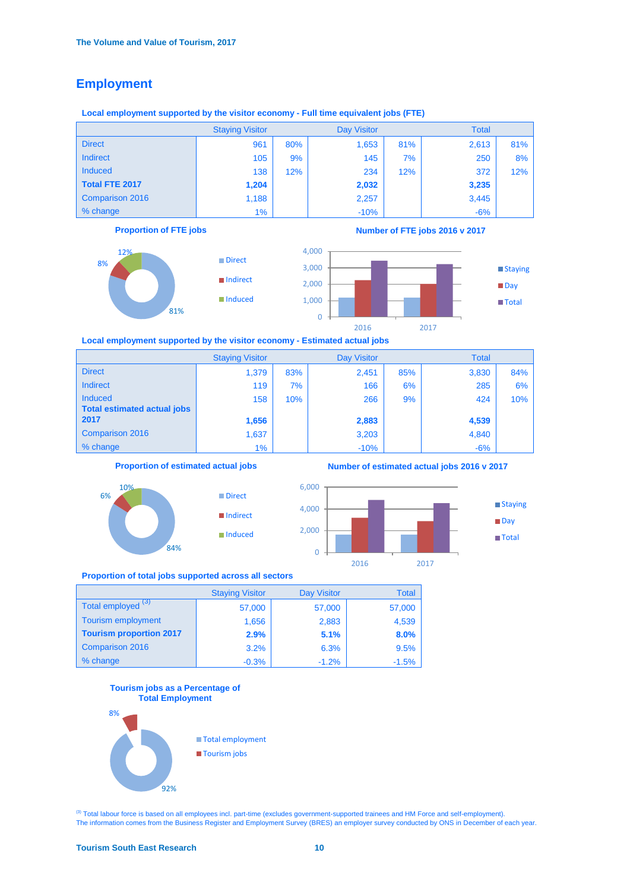## Employment

### Local employment supported by the visitor economy - Full time equivalent jobs (FTE)

| | Staying Visitor | | Day Visitor | | Total | |
|---|---|---|---|---|---|---|
| Direct | 961 | 80% | 1,653 | 81% | 2,613 | 81% |
| Indirect | 105 | 9% | 145 | 7% | 250 | 8% |
| Induced | 138 | 12% | 234 | 12% | 372 | 12% |
| **Total FTE 2017** | **1,204** | | **2,032** | | **3,235** | |
| Comparison 2016 | 1,188 | | 2,257 | | 3,445 | |
| % change | 1% | | -10% | | -6% | |

**Proportion of FTE jobs**

Direct 81%, Indirect 8%, Induced 12%

**Number of FTE jobs 2016 v 2017**

### Local employment supported by the visitor economy - Estimated actual jobs

| | Staying Visitor | | Day Visitor | | Total | |
|---|---|---|---|---|---|---|
| Direct | 1,379 | 83% | 2,451 | 85% | 3,830 | 84% |
| Indirect | 119 | 7% | 166 | 6% | 285 | 6% |
| Induced | 158 | 10% | 266 | 9% | 424 | 10% |
| **Total estimated actual jobs 2017** | **1,656** | | **2,883** | | **4,539** | |
| Comparison 2016 | 1,637 | | 3,203 | | 4,840 | |
| % change | 1% | | -10% | | -6% | |

**Proportion of estimated actual jobs**

Direct 84%, Indirect 6%, Induced 10%

**Number of estimated actual jobs 2016 v 2017**

### Proportion of total jobs supported across all sectors

| | Staying Visitor | Day Visitor | Total |
|---|---|---|---|
| Total employed [3] | 57,000 | 57,000 | 57,000 |
| Tourism employment | 1,656 | 2,883 | 4,539 |
| **Tourism proportion 2017** | **2.9%** | **5.1%** | **8.0%** |
| Comparison 2016 | 3.2% | 6.3% | 9.5% |
| % change | -0.3% | -1.2% | -1.5% |

**Tourism jobs as a Percentage of Total Employment**

Total employment 92%, Tourism jobs 8%

[3] Total labour force is based on all employees incl. part-time (excludes government-supported trainees and HM Force and self-employment). The information comes from the Business Register and Employment Survey (BRES) an employer survey conducted by ONS in December of each year.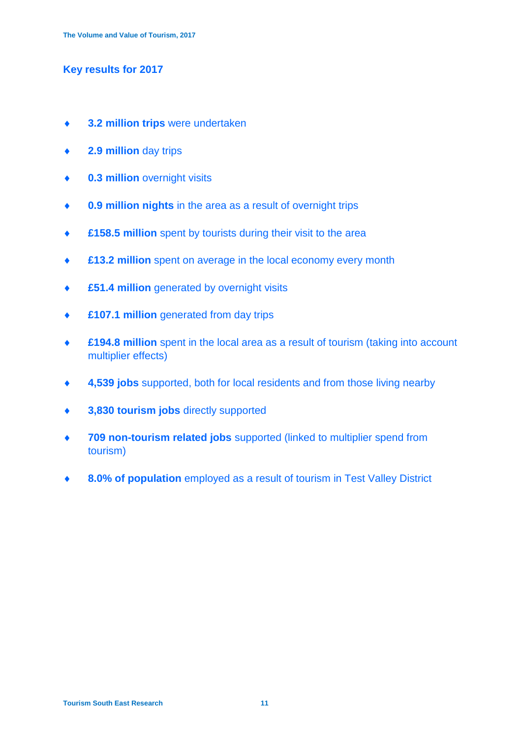## Key results for 2017

- **3.2 million trips** were undertaken
- **2.9 million** day trips
- **0.3 million** overnight visits
- **0.9 million nights** in the area as a result of overnight trips
- **£158.5 million** spent by tourists during their visit to the area
- **£13.2 million** spent on average in the local economy every month
- **£51.4 million** generated by overnight visits
- **£107.1 million** generated from day trips
- **£194.8 million** spent in the local area as a result of tourism (taking into account multiplier effects)
- **4,539 jobs** supported, both for local residents and from those living nearby
- **3,830 tourism jobs** directly supported
- **709 non-tourism related jobs** supported (linked to multiplier spend from tourism)
- **8.0% of population** employed as a result of tourism in Test Valley District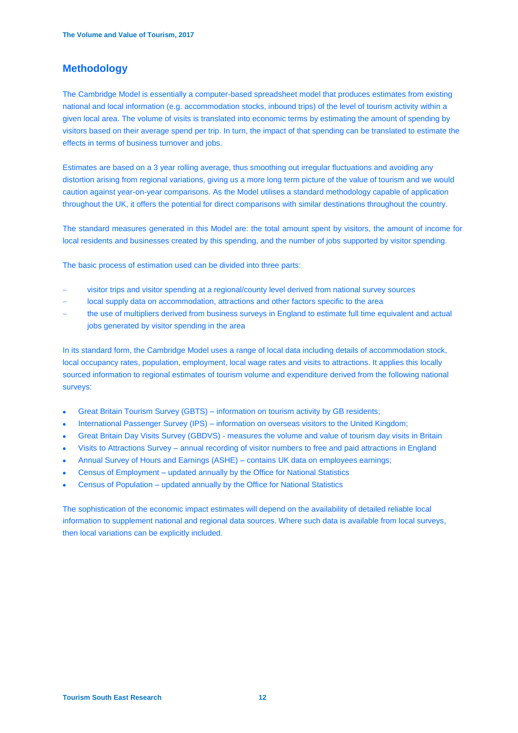## Methodology

The Cambridge Model is essentially a computer-based spreadsheet model that produces estimates from existing national and local information (e.g. accommodation stocks, inbound trips) of the level of tourism activity within a given local area. The volume of visits is translated into economic terms by estimating the amount of spending by visitors based on their average spend per trip. In turn, the impact of that spending can be translated to estimate the effects in terms of business turnover and jobs.

Estimates are based on a 3 year rolling average, thus smoothing out irregular fluctuations and avoiding any distortion arising from regional variations, giving us a more long term picture of the value of tourism and we would caution against year-on-year comparisons. As the Model utilises a standard methodology capable of application throughout the UK, it offers the potential for direct comparisons with similar destinations throughout the country.

The standard measures generated in this Model are: the total amount spent by visitors, the amount of income for local residents and businesses created by this spending, and the number of jobs supported by visitor spending.

The basic process of estimation used can be divided into three parts:

- visitor trips and visitor spending at a regional/county level derived from national survey sources
- local supply data on accommodation, attractions and other factors specific to the area
- the use of multipliers derived from business surveys in England to estimate full time equivalent and actual jobs generated by visitor spending in the area

In its standard form, the Cambridge Model uses a range of local data including details of accommodation stock, local occupancy rates, population, employment, local wage rates and visits to attractions. It applies this locally sourced information to regional estimates of tourism volume and expenditure derived from the following national surveys:

- Great Britain Tourism Survey (GBTS) – information on tourism activity by GB residents;
- International Passenger Survey (IPS) – information on overseas visitors to the United Kingdom;
- Great Britain Day Visits Survey (GBDVS) - measures the volume and value of tourism day visits in Britain
- Visits to Attractions Survey – annual recording of visitor numbers to free and paid attractions in England
- Annual Survey of Hours and Earnings (ASHE) – contains UK data on employees earnings;
- Census of Employment – updated annually by the Office for National Statistics
- Census of Population – updated annually by the Office for National Statistics

The sophistication of the economic impact estimates will depend on the availability of detailed reliable local information to supplement national and regional data sources. Where such data is available from local surveys, then local variations can be explicitly included.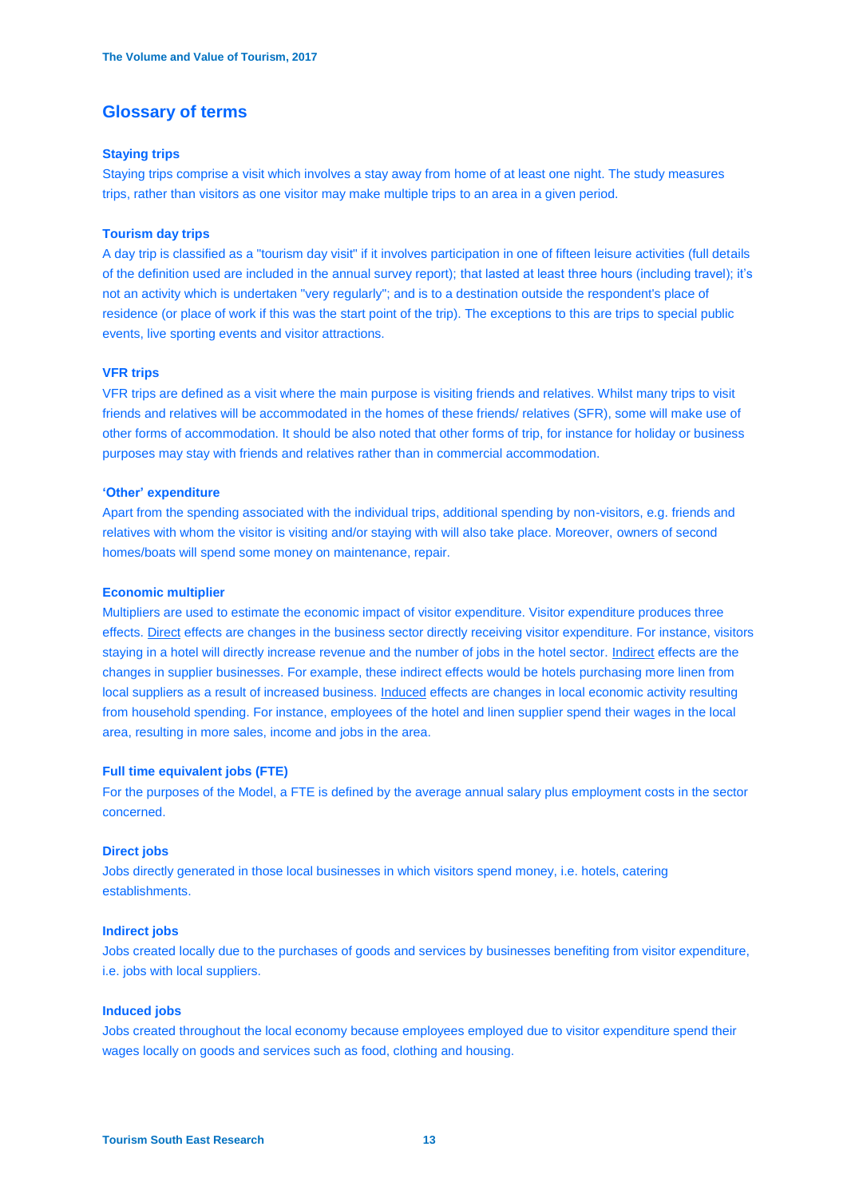## Glossary of terms

### Staying trips

Staying trips comprise a visit which involves a stay away from home of at least one night. The study measures trips, rather than visitors as one visitor may make multiple trips to an area in a given period.

### Tourism day trips

A day trip is classified as a "tourism day visit" if it involves participation in one of fifteen leisure activities (full details of the definition used are included in the annual survey report); that lasted at least three hours (including travel); it's not an activity which is undertaken "very regularly"; and is to a destination outside the respondent's place of residence (or place of work if this was the start point of the trip). The exceptions to this are trips to special public events, live sporting events and visitor attractions.

### VFR trips

VFR trips are defined as a visit where the main purpose is visiting friends and relatives. Whilst many trips to visit friends and relatives will be accommodated in the homes of these friends/ relatives (SFR), some will make use of other forms of accommodation. It should be also noted that other forms of trip, for instance for holiday or business purposes may stay with friends and relatives rather than in commercial accommodation.

### 'Other' expenditure

Apart from the spending associated with the individual trips, additional spending by non-visitors, e.g. friends and relatives with whom the visitor is visiting and/or staying with will also take place. Moreover, owners of second homes/boats will spend some money on maintenance, repair.

### Economic multiplier

Multipliers are used to estimate the economic impact of visitor expenditure. Visitor expenditure produces three effects. Direct effects are changes in the business sector directly receiving visitor expenditure. For instance, visitors staying in a hotel will directly increase revenue and the number of jobs in the hotel sector. Indirect effects are the changes in supplier businesses. For example, these indirect effects would be hotels purchasing more linen from local suppliers as a result of increased business. Induced effects are changes in local economic activity resulting from household spending. For instance, employees of the hotel and linen supplier spend their wages in the local area, resulting in more sales, income and jobs in the area.

### Full time equivalent jobs (FTE)

For the purposes of the Model, a FTE is defined by the average annual salary plus employment costs in the sector concerned.

### Direct jobs

Jobs directly generated in those local businesses in which visitors spend money, i.e. hotels, catering establishments.

### Indirect jobs

Jobs created locally due to the purchases of goods and services by businesses benefiting from visitor expenditure, i.e. jobs with local suppliers.

### Induced jobs

Jobs created throughout the local economy because employees employed due to visitor expenditure spend their wages locally on goods and services such as food, clothing and housing.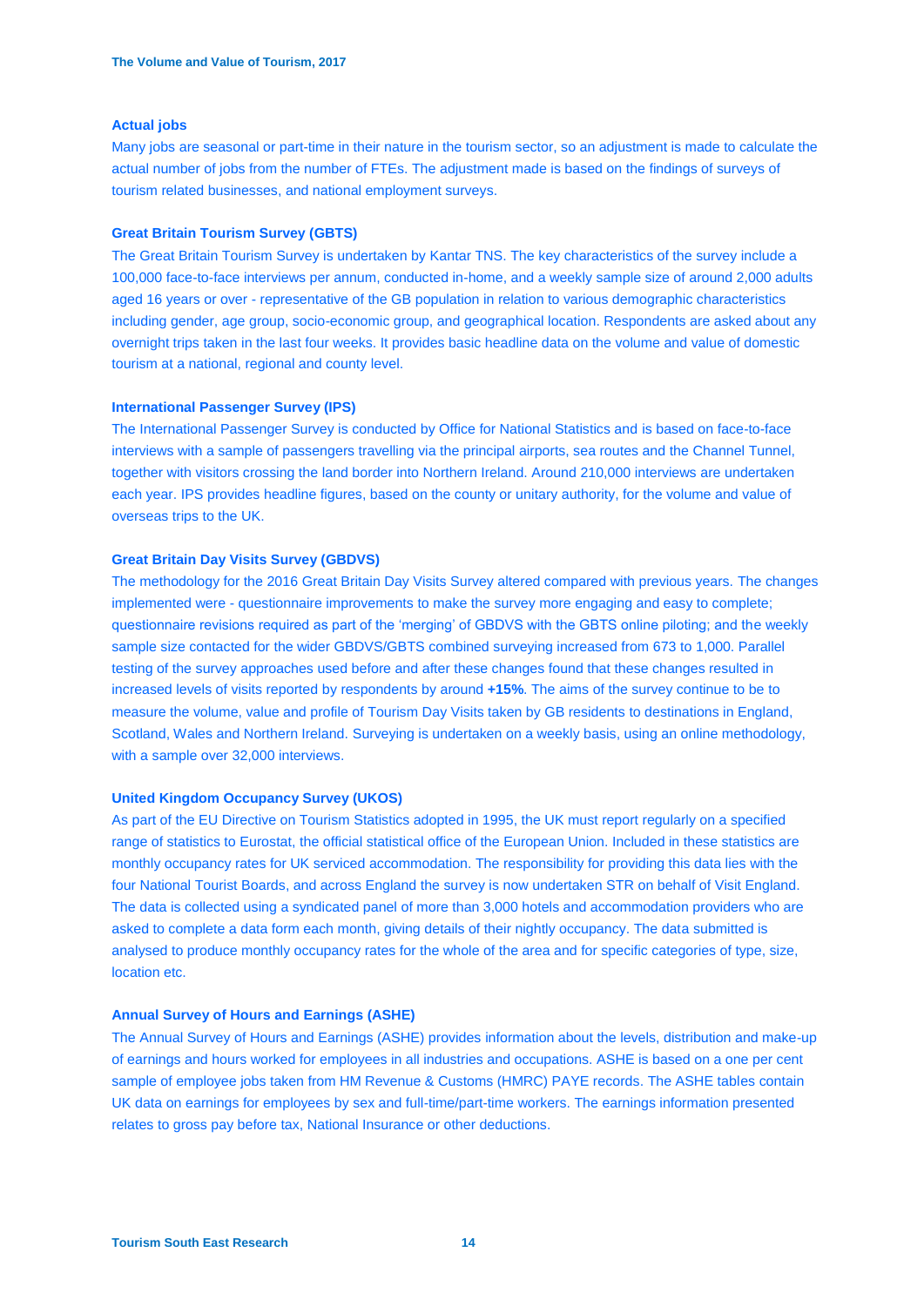### Actual jobs

Many jobs are seasonal or part-time in their nature in the tourism sector, so an adjustment is made to calculate the actual number of jobs from the number of FTEs. The adjustment made is based on the findings of surveys of tourism related businesses, and national employment surveys.

### Great Britain Tourism Survey (GBTS)

The Great Britain Tourism Survey is undertaken by Kantar TNS. The key characteristics of the survey include a 100,000 face-to-face interviews per annum, conducted in-home, and a weekly sample size of around 2,000 adults aged 16 years or over - representative of the GB population in relation to various demographic characteristics including gender, age group, socio-economic group, and geographical location. Respondents are asked about any overnight trips taken in the last four weeks. It provides basic headline data on the volume and value of domestic tourism at a national, regional and county level.

### International Passenger Survey (IPS)

The International Passenger Survey is conducted by Office for National Statistics and is based on face-to-face interviews with a sample of passengers travelling via the principal airports, sea routes and the Channel Tunnel, together with visitors crossing the land border into Northern Ireland. Around 210,000 interviews are undertaken each year. IPS provides headline figures, based on the county or unitary authority, for the volume and value of overseas trips to the UK.

### Great Britain Day Visits Survey (GBDVS)

The methodology for the 2016 Great Britain Day Visits Survey altered compared with previous years. The changes implemented were - questionnaire improvements to make the survey more engaging and easy to complete; questionnaire revisions required as part of the 'merging' of GBDVS with the GBTS online piloting; and the weekly sample size contacted for the wider GBDVS/GBTS combined surveying increased from 673 to 1,000. Parallel testing of the survey approaches used before and after these changes found that these changes resulted in increased levels of visits reported by respondents by around **+15%**. The aims of the survey continue to be to measure the volume, value and profile of Tourism Day Visits taken by GB residents to destinations in England, Scotland, Wales and Northern Ireland. Surveying is undertaken on a weekly basis, using an online methodology, with a sample over 32,000 interviews.

### United Kingdom Occupancy Survey (UKOS)

As part of the EU Directive on Tourism Statistics adopted in 1995, the UK must report regularly on a specified range of statistics to Eurostat, the official statistical office of the European Union. Included in these statistics are monthly occupancy rates for UK serviced accommodation. The responsibility for providing this data lies with the four National Tourist Boards, and across England the survey is now undertaken STR on behalf of Visit England. The data is collected using a syndicated panel of more than 3,000 hotels and accommodation providers who are asked to complete a data form each month, giving details of their nightly occupancy. The data submitted is analysed to produce monthly occupancy rates for the whole of the area and for specific categories of type, size, location etc.

### Annual Survey of Hours and Earnings (ASHE)

The Annual Survey of Hours and Earnings (ASHE) provides information about the levels, distribution and make-up of earnings and hours worked for employees in all industries and occupations. ASHE is based on a one per cent sample of employee jobs taken from HM Revenue & Customs (HMRC) PAYE records. The ASHE tables contain UK data on earnings for employees by sex and full-time/part-time workers. The earnings information presented relates to gross pay before tax, National Insurance or other deductions.